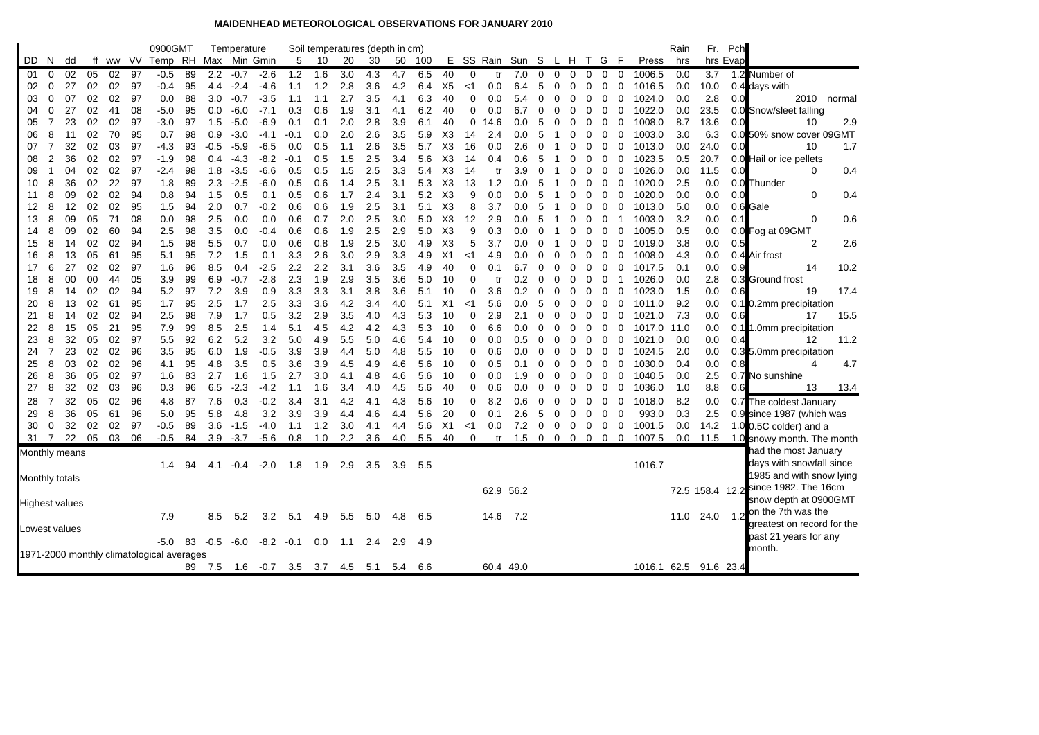# MAIDENHEAD METEOROLOGICAL OBSERVATIONS FOR JANUARY 2010

| DD | N | dd | ff | ww | VV | 0900GMT Temp | RH | Temperature Max | Min | Gmin | Soil 5 | 10 | 20 | 30 | 50 | 100 | E | SS | Rain | Sun | S | L | H | T | G | F | Press | Rain hrs | Fr. hrs | Pch Evap |
|---|---|---|---|---|---|---|---|---|---|---|---|---|---|---|---|---|---|---|---|---|---|---|---|---|---|---|---|---|---|---|
| 01 | 0 | 02 | 05 | 02 | 97 | -0.5 | 89 | 2.2 | -0.7 | -2.6 | 1.2 | 1.6 | 3.0 | 4.3 | 4.7 | 6.5 | 40 | 0 | tr | 7.0 | 0 | 0 | 0 | 0 | 0 | 0 | 1006.5 | 0.0 | 3.7 | 1.2 |
| 02 | 0 | 27 | 02 | 02 | 97 | -0.4 | 95 | 4.4 | -2.4 | -4.6 | 1.1 | 1.2 | 2.8 | 3.6 | 4.2 | 6.4 | X5 | <1 | 0.0 | 6.4 | 5 | 0 | 0 | 0 | 0 | 0 | 1016.5 | 0.0 | 10.0 | 0.4 |
| 03 | 0 | 07 | 02 | 02 | 97 | 0.0 | 88 | 3.0 | -0.7 | -3.5 | 1.1 | 1.1 | 2.7 | 3.5 | 4.1 | 6.3 | 40 | 0 | 0.0 | 5.4 | 0 | 0 | 0 | 0 | 0 | 0 | 1024.0 | 0.0 | 2.8 | 0.0 |
| 04 | 0 | 27 | 02 | 41 | 08 | -5.0 | 95 | 0.0 | -6.0 | -7.1 | 0.3 | 0.6 | 1.9 | 3.1 | 4.1 | 6.2 | 40 | 0 | 0.0 | 6.7 | 0 | 0 | 0 | 0 | 0 | 0 | 1022.0 | 0.0 | 23.5 | 0.0 |
| 05 | 7 | 23 | 02 | 02 | 97 | -3.0 | 97 | 1.5 | -5.0 | -6.9 | 0.1 | 0.1 | 2.0 | 2.8 | 3.9 | 6.1 | 40 | 0 | 14.6 | 0.0 | 5 | 0 | 0 | 0 | 0 | 0 | 1008.0 | 8.7 | 13.6 | 0.0 |
| 06 | 8 | 11 | 02 | 70 | 95 | 0.7 | 98 | 0.9 | -3.0 | -4.1 | -0.1 | 0.0 | 2.0 | 2.6 | 3.5 | 5.9 | X3 | 14 | 2.4 | 0.0 | 5 | 1 | 0 | 0 | 0 | 0 | 1003.0 | 3.0 | 6.3 | 0.0 |
| 07 | 7 | 32 | 02 | 03 | 97 | -4.3 | 93 | -0.5 | -5.9 | -6.5 | 0.0 | 0.5 | 1.1 | 2.6 | 3.5 | 5.7 | X3 | 16 | 0.0 | 2.6 | 0 | 1 | 0 | 0 | 0 | 0 | 1013.0 | 0.0 | 24.0 | 0.0 |
| 08 | 2 | 36 | 02 | 02 | 97 | -1.9 | 98 | 0.4 | -4.3 | -8.2 | -0.1 | 0.5 | 1.5 | 2.5 | 3.4 | 5.6 | X3 | 14 | 0.4 | 0.6 | 5 | 1 | 0 | 0 | 0 | 0 | 1023.5 | 0.5 | 20.7 | 0.0 |
| 09 | 1 | 04 | 02 | 02 | 97 | -2.4 | 98 | 1.8 | -3.5 | -6.6 | 0.5 | 0.5 | 1.5 | 2.5 | 3.3 | 5.4 | X3 | 14 | tr | 3.9 | 0 | 1 | 0 | 0 | 0 | 0 | 1026.0 | 0.0 | 11.5 | 0.0 |
| 10 | 8 | 36 | 02 | 22 | 97 | 1.8 | 89 | 2.3 | -2.5 | -6.0 | 0.5 | 0.6 | 1.4 | 2.5 | 3.1 | 5.3 | X3 | 13 | 1.2 | 0.0 | 5 | 1 | 0 | 0 | 0 | 0 | 1020.0 | 2.5 | 0.0 | 0.0 |
| 11 | 8 | 09 | 02 | 02 | 94 | 0.8 | 94 | 1.5 | 0.5 | 0.1 | 0.5 | 0.6 | 1.7 | 2.4 | 3.1 | 5.2 | X3 | 9 | 0.0 | 0.0 | 5 | 1 | 0 | 0 | 0 | 0 | 1020.0 | 0.0 | 0.0 | 0.0 |
| 12 | 8 | 12 | 02 | 02 | 95 | 1.5 | 94 | 2.0 | 0.7 | -0.2 | 0.6 | 0.6 | 1.9 | 2.5 | 3.1 | 5.1 | X3 | 8 | 3.7 | 0.0 | 5 | 1 | 0 | 0 | 0 | 0 | 1013.0 | 5.0 | 0.0 | 0.6 |
| 13 | 8 | 09 | 05 | 71 | 08 | 0.0 | 98 | 2.5 | 0.0 | 0.0 | 0.6 | 0.7 | 2.0 | 2.5 | 3.0 | 5.0 | X3 | 12 | 2.9 | 0.0 | 5 | 1 | 0 | 0 | 0 | 1 | 1003.0 | 3.2 | 0.0 | 0.1 |
| 14 | 8 | 09 | 02 | 60 | 94 | 2.5 | 98 | 3.5 | 0.0 | -0.4 | 0.6 | 0.6 | 1.9 | 2.5 | 2.9 | 5.0 | X3 | 9 | 0.3 | 0.0 | 0 | 1 | 0 | 0 | 0 | 0 | 1005.0 | 0.5 | 0.0 | 0.0 |
| 15 | 8 | 14 | 02 | 02 | 94 | 1.5 | 98 | 5.5 | 0.7 | 0.0 | 0.6 | 0.8 | 1.9 | 2.5 | 3.0 | 4.9 | X3 | 5 | 3.7 | 0.0 | 0 | 1 | 0 | 0 | 0 | 0 | 1019.0 | 3.8 | 0.0 | 0.5 |
| 16 | 8 | 13 | 05 | 61 | 95 | 5.1 | 95 | 7.2 | 1.5 | 0.1 | 3.3 | 2.6 | 3.0 | 2.9 | 3.3 | 4.9 | X1 | <1 | 4.9 | 0.0 | 0 | 0 | 0 | 0 | 0 | 0 | 1008.0 | 4.3 | 0.0 | 0.4 |
| 17 | 6 | 27 | 02 | 02 | 97 | 1.6 | 96 | 8.5 | 0.4 | -2.5 | 2.2 | 2.2 | 3.1 | 3.6 | 3.5 | 4.9 | 40 | 0 | 0.1 | 6.7 | 0 | 0 | 0 | 0 | 0 | 0 | 1017.5 | 0.1 | 0.0 | 0.9 |
| 18 | 8 | 00 | 00 | 44 | 05 | 3.9 | 99 | 6.9 | -0.7 | -2.8 | 2.3 | 1.9 | 2.9 | 3.5 | 3.6 | 5.0 | 10 | 0 | tr | 0.2 | 0 | 0 | 0 | 0 | 0 | 1 | 1026.0 | 0.0 | 2.8 | 0.3 |
| 19 | 8 | 14 | 02 | 02 | 94 | 5.2 | 97 | 7.2 | 3.9 | 0.9 | 3.3 | 3.3 | 3.1 | 3.8 | 3.6 | 5.1 | 10 | 0 | 3.6 | 0.2 | 0 | 0 | 0 | 0 | 0 | 0 | 1023.0 | 1.5 | 0.0 | 0.6 |
| 20 | 8 | 13 | 02 | 61 | 95 | 1.7 | 95 | 2.5 | 1.7 | 2.5 | 3.3 | 3.6 | 4.2 | 3.4 | 4.0 | 5.1 | X1 | <1 | 5.6 | 0.0 | 5 | 0 | 0 | 0 | 0 | 0 | 1011.0 | 9.2 | 0.0 | 0.1 |
| 21 | 8 | 14 | 02 | 02 | 94 | 2.5 | 98 | 7.9 | 1.7 | 0.5 | 3.2 | 2.9 | 3.5 | 4.0 | 4.3 | 5.3 | 10 | 0 | 2.9 | 2.1 | 0 | 0 | 0 | 0 | 0 | 0 | 1021.0 | 7.3 | 0.0 | 0.6 |
| 22 | 8 | 15 | 05 | 21 | 95 | 7.9 | 99 | 8.5 | 2.5 | 1.4 | 5.1 | 4.5 | 4.2 | 4.2 | 4.3 | 5.3 | 10 | 0 | 6.6 | 0.0 | 0 | 0 | 0 | 0 | 0 | 0 | 1017.0 | 11.0 | 0.0 | 0.1 |
| 23 | 8 | 32 | 05 | 02 | 97 | 5.5 | 92 | 6.2 | 5.2 | 3.2 | 5.0 | 4.9 | 5.5 | 5.0 | 4.6 | 5.4 | 10 | 0 | 0.0 | 0.5 | 0 | 0 | 0 | 0 | 0 | 0 | 1021.0 | 0.0 | 0.0 | 0.4 |
| 24 | 7 | 23 | 02 | 02 | 96 | 3.5 | 95 | 6.0 | 1.9 | -0.5 | 3.9 | 3.9 | 4.4 | 5.0 | 4.8 | 5.5 | 10 | 0 | 0.6 | 0.0 | 0 | 0 | 0 | 0 | 0 | 0 | 1024.5 | 2.0 | 0.0 | 0.3 |
| 25 | 8 | 03 | 02 | 02 | 96 | 4.1 | 95 | 4.8 | 3.5 | 0.5 | 3.6 | 3.9 | 4.5 | 4.9 | 4.6 | 5.6 | 10 | 0 | 0.5 | 0.1 | 0 | 0 | 0 | 0 | 0 | 0 | 1030.0 | 0.4 | 0.0 | 0.8 |
| 26 | 8 | 36 | 05 | 02 | 97 | 1.6 | 83 | 2.7 | 1.6 | 1.5 | 2.7 | 3.0 | 4.1 | 4.8 | 4.6 | 5.6 | 10 | 0 | 0.0 | 1.9 | 0 | 0 | 0 | 0 | 0 | 0 | 1040.5 | 0.0 | 2.5 | 0.7 |
| 27 | 8 | 32 | 02 | 03 | 96 | 0.3 | 96 | 6.5 | -2.3 | -4.2 | 1.1 | 1.6 | 3.4 | 4.0 | 4.5 | 5.6 | 40 | 0 | 0.6 | 0.0 | 0 | 0 | 0 | 0 | 0 | 0 | 1036.0 | 1.0 | 8.8 | 0.6 |
| 28 | 7 | 32 | 05 | 02 | 96 | 4.8 | 87 | 7.6 | 0.3 | -0.2 | 3.4 | 3.1 | 4.2 | 4.1 | 4.3 | 5.6 | 10 | 0 | 8.2 | 0.6 | 0 | 0 | 0 | 0 | 0 | 0 | 1018.0 | 8.2 | 0.0 | 0.7 |
| 29 | 8 | 36 | 05 | 61 | 96 | 5.0 | 95 | 5.8 | 4.8 | 3.2 | 3.9 | 3.9 | 4.4 | 4.6 | 4.4 | 5.6 | 20 | 0 | 0.1 | 2.6 | 5 | 0 | 0 | 0 | 0 | 0 | 993.0 | 0.3 | 2.5 | 0.9 |
| 30 | 0 | 32 | 02 | 02 | 97 | -0.5 | 89 | 3.6 | -1.5 | -4.0 | 1.1 | 1.2 | 3.0 | 4.1 | 4.4 | 5.6 | X1 | <1 | 0.0 | 7.2 | 0 | 0 | 0 | 0 | 0 | 0 | 1001.5 | 0.0 | 14.2 | 1.0 |
| 31 | 7 | 22 | 05 | 03 | 06 | -0.5 | 84 | 3.9 | -3.7 | -5.6 | 0.8 | 1.0 | 2.2 | 3.6 | 4.0 | 5.5 | 40 | 0 | tr | 1.5 | 0 | 0 | 0 | 0 | 0 | 0 | 1007.5 | 0.0 | 11.5 | 1.0 |
| Monthly means | | | | | | 1.4 | 94 | 4.1 | -0.4 | -2.0 | 1.8 | 1.9 | 2.9 | 3.5 | 3.9 | 5.5 | | | | | | | | | | | 1016.7 | | | |
| Monthly totals | | | | | | | | | | | | | | | | | | | 62.9 | 56.2 | | | | | | | | 72.5 | 158.4 | 12.2 |
| Highest values | | | | | | 7.9 | | 8.5 | 5.2 | 3.2 | 5.1 | 4.9 | 5.5 | 5.0 | 4.8 | 6.5 | | | 14.6 | 7.2 | | | | | | | | 11.0 | 24.0 | 1.2 |
| Lowest values | | | | | | -5.0 | 83 | -0.5 | -6.0 | -8.2 | -0.1 | 0.0 | 1.1 | 2.4 | 2.9 | 4.9 | | | | | | | | | | | | | | |
| 1971-2000 monthly climatological averages | | | | | | | 89 | 7.5 | 1.6 | -0.7 | 3.5 | 3.7 | 4.5 | 5.1 | 5.4 | 6.6 | | | 60.4 | 49.0 | | | | | | | 1016.1 | 62.5 | 91.6 | 23.4 |

**Number of days with**

| | 2010 | normal |
|---|---|---|
| Snow/sleet falling | 10 | 2.9 |
| 50% snow cover 09GMT | 10 | 1.7 |
| Hail or ice pellets | 0 | 0.4 |
| Thunder | 0 | 0.4 |
| Gale | 0 | 0.6 |
| Fog at 09GMT | 2 | 2.6 |
| Air frost | 14 | 10.2 |
| Ground frost | 19 | 17.4 |
| 0.2mm precipitation | 17 | 15.5 |
| 1.0mm precipitation | 12 | 11.2 |
| 5.0mm precipitation | 4 | 4.7 |
| No sunshine | 13 | 13.4 |

The coldest January since 1987 (which was 0.5C colder) and a snowy month. The month had the most January days with snowfall since 1985 and with snow lying since 1982. The 16cm snow depth at 0900GMT on the 7th was the greatest on record for the past 21 years for any month.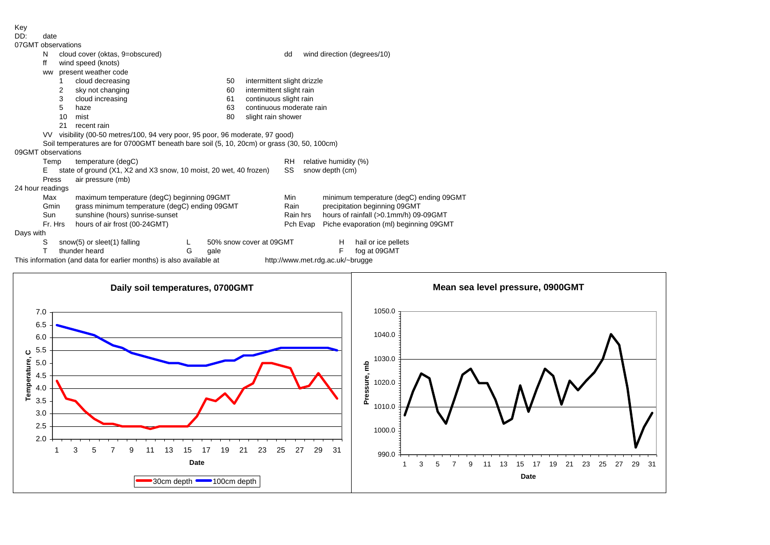Key

DD: date

07GMT observations

- N cloud cover (oktas, 9=obscured)
- dd wind direction (degrees/10)
- ff wind speed (knots)
- ww present weather code

| Code | Description | Code | Description |
|---|---|---|---|
| 1 | cloud decreasing | 50 | intermittent slight drizzle |
| 2 | sky not changing | 60 | intermittent slight rain |
| 3 | cloud increasing | 61 | continuous slight rain |
| 5 | haze | 63 | continuous moderate rain |
| 10 | mist | 80 | slight rain shower |
| 21 | recent rain | | |

- VV visibility (00-50 metres/100, 94 very poor, 95 poor, 96 moderate, 97 good)
- Soil temperatures are for 0700GMT beneath bare soil (5, 10, 20cm) or grass (30, 50, 100cm)

09GMT observations

- Temp temperature (degC)
- RH relative humidity (%)
- E state of ground (X1, X2 and X3 snow, 10 moist, 20 wet, 40 frozen)
- SS snow depth (cm)
- Press air pressure (mb)

24 hour readings

- Max maximum temperature (degC) beginning 09GMT
- Min minimum temperature (degC) ending 09GMT
- Gmin grass minimum temperature (degC) ending 09GMT
- Rain precipitation beginning 09GMT
- Sun sunshine (hours) sunrise-sunset
- Rain hrs hours of rainfall (>0.1mm/h) 09-09GMT
- Fr. Hrs hours of air frost (00-24GMT)
- Pch Evap Piche evaporation (ml) beginning 09GMT

Days with

- S snow(5) or sleet(1) falling
- L 50% snow cover at 09GMT
- H hail or ice pellets
- T thunder heard
- G gale
- F fog at 09GMT

This information (and data for earlier months) is also available at http://www.met.rdg.ac.uk/~brugge

**Daily soil temperatures, 0700GMT**

**Mean sea level pressure, 0900GMT**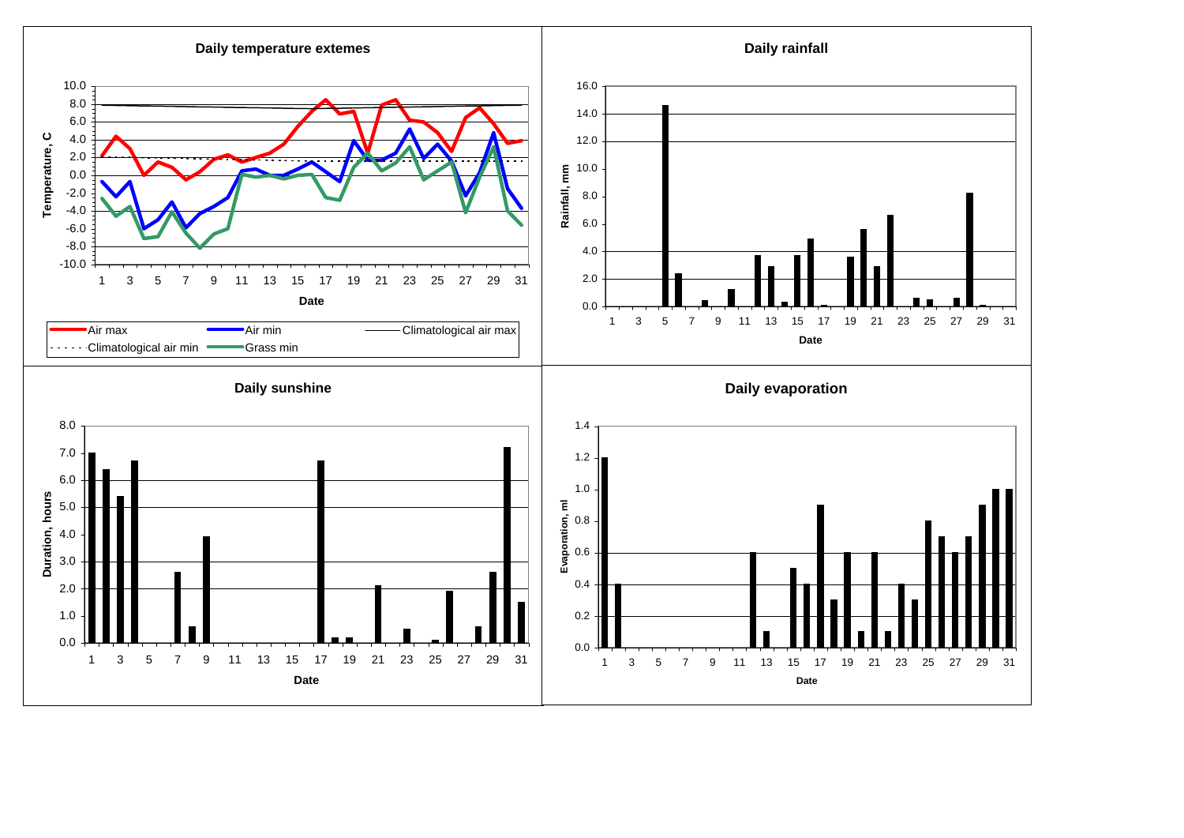**Daily temperature extemes**

Temperature, C

10.0
8.0
6.0
4.0
2.0
0.0
-2.0
-4.0
-6.0
-8.0
-10.0

1 3 5 7 9 11 13 15 17 19 21 23 25 27 29 31

Date

Air max
Air min
Climatological air max
Climatological air min
Grass min

**Daily rainfall**

Rainfall, mm

16.0
14.0
12.0
10.0
8.0
6.0
4.0
2.0
0.0

1 3 5 7 9 11 13 15 17 19 21 23 25 27 29 31

Date

**Daily sunshine**

Duration, hours

8.0
7.0
6.0
5.0
4.0
3.0
2.0
1.0
0.0

1 3 5 7 9 11 13 15 17 19 21 23 25 27 29 31

Date

**Daily evaporation**

Evaporation, ml

1.4
1.2
1.0
0.8
0.6
0.4
0.2
0.0

1 3 5 7 9 11 13 15 17 19 21 23 25 27 29 31

Date